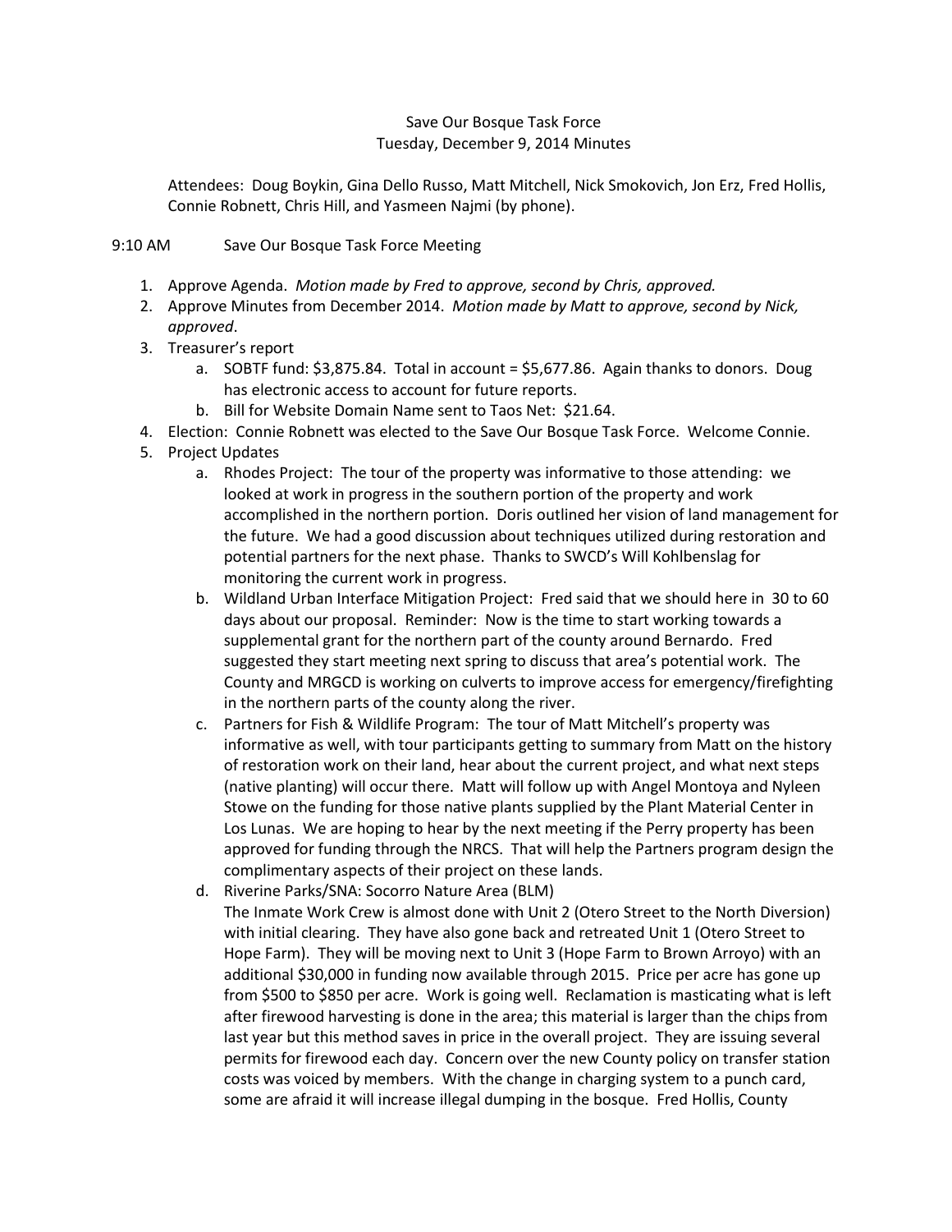Save Our Bosque Task Force
Tuesday, December 9, 2014 Minutes

Attendees: Doug Boykin, Gina Dello Russo, Matt Mitchell, Nick Smokovich, Jon Erz, Fred Hollis, Connie Robnett, Chris Hill, and Yasmeen Najmi (by phone).

9:10 AM Save Our Bosque Task Force Meeting

1. Approve Agenda. *Motion made by Fred to approve, second by Chris, approved.*
2. Approve Minutes from December 2014. *Motion made by Matt to approve, second by Nick, approved*.
3. Treasurer's report
   a. SOBTF fund: $3,875.84. Total in account = $5,677.86. Again thanks to donors. Doug has electronic access to account for future reports.
   b. Bill for Website Domain Name sent to Taos Net: $21.64.
4. Election: Connie Robnett was elected to the Save Our Bosque Task Force. Welcome Connie.
5. Project Updates
   a. Rhodes Project: The tour of the property was informative to those attending: we looked at work in progress in the southern portion of the property and work accomplished in the northern portion. Doris outlined her vision of land management for the future. We had a good discussion about techniques utilized during restoration and potential partners for the next phase. Thanks to SWCD's Will Kohlbenslag for monitoring the current work in progress.
   b. Wildland Urban Interface Mitigation Project: Fred said that we should here in 30 to 60 days about our proposal. Reminder: Now is the time to start working towards a supplemental grant for the northern part of the county around Bernardo. Fred suggested they start meeting next spring to discuss that area's potential work. The County and MRGCD is working on culverts to improve access for emergency/firefighting in the northern parts of the county along the river.
   c. Partners for Fish & Wildlife Program: The tour of Matt Mitchell's property was informative as well, with tour participants getting to summary from Matt on the history of restoration work on their land, hear about the current project, and what next steps (native planting) will occur there. Matt will follow up with Angel Montoya and Nyleen Stowe on the funding for those native plants supplied by the Plant Material Center in Los Lunas. We are hoping to hear by the next meeting if the Perry property has been approved for funding through the NRCS. That will help the Partners program design the complimentary aspects of their project on these lands.
   d. Riverine Parks/SNA: Socorro Nature Area (BLM)
      The Inmate Work Crew is almost done with Unit 2 (Otero Street to the North Diversion) with initial clearing. They have also gone back and retreated Unit 1 (Otero Street to Hope Farm). They will be moving next to Unit 3 (Hope Farm to Brown Arroyo) with an additional $30,000 in funding now available through 2015. Price per acre has gone up from $500 to $850 per acre. Work is going well. Reclamation is masticating what is left after firewood harvesting is done in the area; this material is larger than the chips from last year but this method saves in price in the overall project. They are issuing several permits for firewood each day. Concern over the new County policy on transfer station costs was voiced by members. With the change in charging system to a punch card, some are afraid it will increase illegal dumping in the bosque. Fred Hollis, County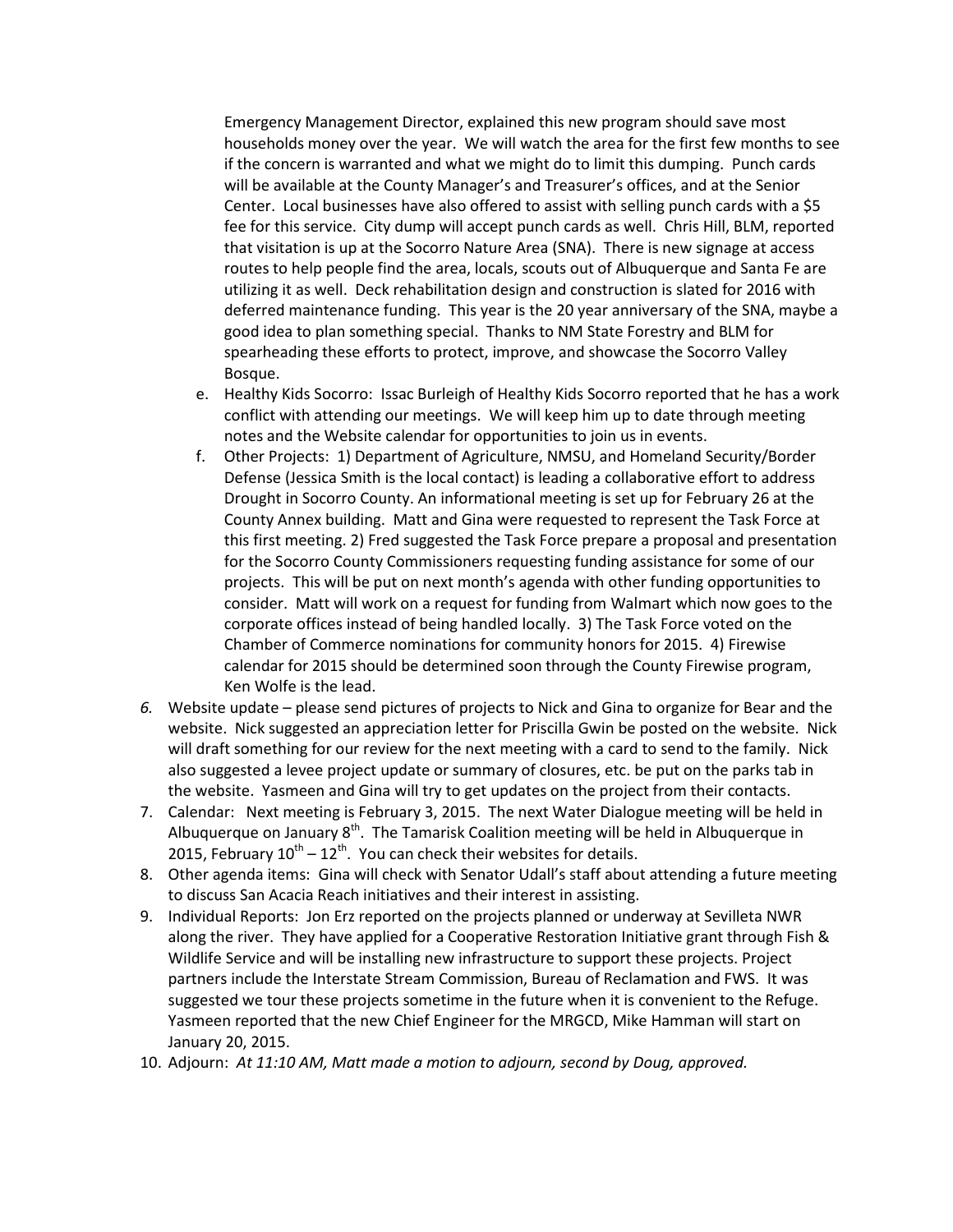Emergency Management Director, explained this new program should save most households money over the year. We will watch the area for the first few months to see if the concern is warranted and what we might do to limit this dumping. Punch cards will be available at the County Manager's and Treasurer's offices, and at the Senior Center. Local businesses have also offered to assist with selling punch cards with a $5 fee for this service. City dump will accept punch cards as well. Chris Hill, BLM, reported that visitation is up at the Socorro Nature Area (SNA). There is new signage at access routes to help people find the area, locals, scouts out of Albuquerque and Santa Fe are utilizing it as well. Deck rehabilitation design and construction is slated for 2016 with deferred maintenance funding. This year is the 20 year anniversary of the SNA, maybe a good idea to plan something special. Thanks to NM State Forestry and BLM for spearheading these efforts to protect, improve, and showcase the Socorro Valley Bosque.

e. Healthy Kids Socorro: Issac Burleigh of Healthy Kids Socorro reported that he has a work conflict with attending our meetings. We will keep him up to date through meeting notes and the Website calendar for opportunities to join us in events.

f. Other Projects: 1) Department of Agriculture, NMSU, and Homeland Security/Border Defense (Jessica Smith is the local contact) is leading a collaborative effort to address Drought in Socorro County. An informational meeting is set up for February 26 at the County Annex building. Matt and Gina were requested to represent the Task Force at this first meeting. 2) Fred suggested the Task Force prepare a proposal and presentation for the Socorro County Commissioners requesting funding assistance for some of our projects. This will be put on next month's agenda with other funding opportunities to consider. Matt will work on a request for funding from Walmart which now goes to the corporate offices instead of being handled locally. 3) The Task Force voted on the Chamber of Commerce nominations for community honors for 2015. 4) Firewise calendar for 2015 should be determined soon through the County Firewise program, Ken Wolfe is the lead.

6. Website update – please send pictures of projects to Nick and Gina to organize for Bear and the website. Nick suggested an appreciation letter for Priscilla Gwin be posted on the website. Nick will draft something for our review for the next meeting with a card to send to the family. Nick also suggested a levee project update or summary of closures, etc. be put on the parks tab in the website. Yasmeen and Gina will try to get updates on the project from their contacts.
7. Calendar: Next meeting is February 3, 2015. The next Water Dialogue meeting will be held in Albuquerque on January 8th. The Tamarisk Coalition meeting will be held in Albuquerque in 2015, February 10th – 12th. You can check their websites for details.
8. Other agenda items: Gina will check with Senator Udall's staff about attending a future meeting to discuss San Acacia Reach initiatives and their interest in assisting.
9. Individual Reports: Jon Erz reported on the projects planned or underway at Sevilleta NWR along the river. They have applied for a Cooperative Restoration Initiative grant through Fish & Wildlife Service and will be installing new infrastructure to support these projects. Project partners include the Interstate Stream Commission, Bureau of Reclamation and FWS. It was suggested we tour these projects sometime in the future when it is convenient to the Refuge. Yasmeen reported that the new Chief Engineer for the MRGCD, Mike Hamman will start on January 20, 2015.
10. Adjourn: *At 11:10 AM, Matt made a motion to adjourn, second by Doug, approved.*